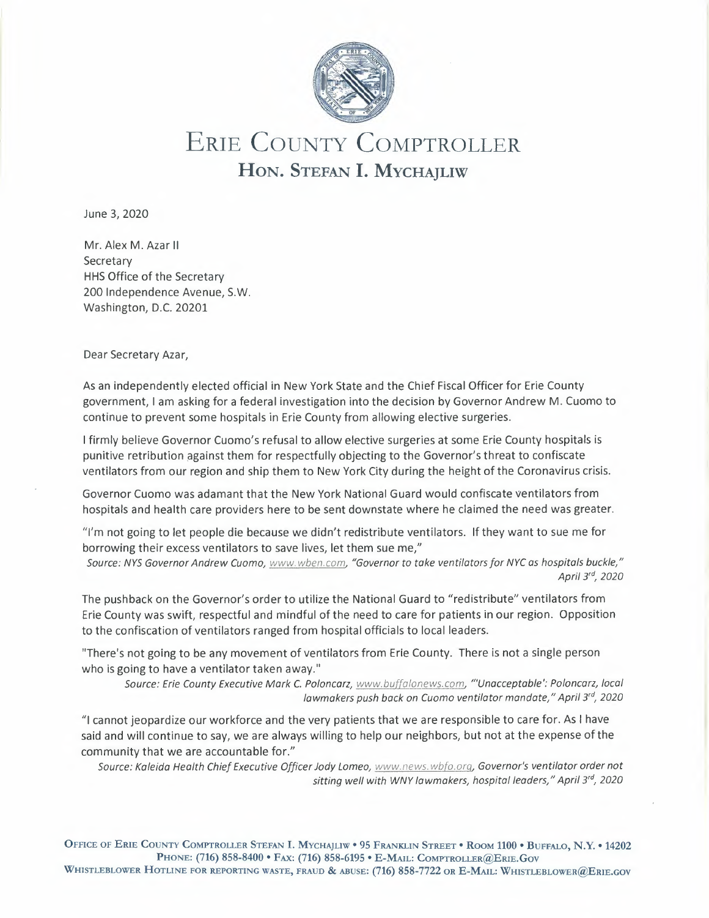# Erie County Comptroller

## Hon. Stefan I. Mychajliw

June 3, 2020

Mr. Alex M. Azar II
Secretary
HHS Office of the Secretary
200 Independence Avenue, S.W.
Washington, D.C. 20201

Dear Secretary Azar,

As an independently elected official in New York State and the Chief Fiscal Officer for Erie County government, I am asking for a federal investigation into the decision by Governor Andrew M. Cuomo to continue to prevent some hospitals in Erie County from allowing elective surgeries.

I firmly believe Governor Cuomo's refusal to allow elective surgeries at some Erie County hospitals is punitive retribution against them for respectfully objecting to the Governor's threat to confiscate ventilators from our region and ship them to New York City during the height of the Coronavirus crisis.

Governor Cuomo was adamant that the New York National Guard would confiscate ventilators from hospitals and health care providers here to be sent downstate where he claimed the need was greater.

"I'm not going to let people die because we didn't redistribute ventilators. If they want to sue me for borrowing their excess ventilators to save lives, let them sue me,"

*Source: NYS Governor Andrew Cuomo, www.wben.com, "Governor to take ventilators for NYC as hospitals buckle," April 3rd, 2020*

The pushback on the Governor's order to utilize the National Guard to "redistribute" ventilators from Erie County was swift, respectful and mindful of the need to care for patients in our region. Opposition to the confiscation of ventilators ranged from hospital officials to local leaders.

"There's not going to be any movement of ventilators from Erie County. There is not a single person who is going to have a ventilator taken away."

*Source: Erie County Executive Mark C. Poloncarz, www.buffalonews.com, "'Unacceptable': Poloncarz, local lawmakers push back on Cuomo ventilator mandate," April 3rd, 2020*

"I cannot jeopardize our workforce and the very patients that we are responsible to care for. As I have said and will continue to say, we are always willing to help our neighbors, but not at the expense of the community that we are accountable for."

*Source: Kaleida Health Chief Executive Officer Jody Lomeo, www.news.wbfo.org, Governor's ventilator order not sitting well with WNY lawmakers, hospital leaders," April 3rd, 2020*

Office of Erie County Comptroller Stefan I. Mychajliw • 95 Franklin Street • Room 1100 • Buffalo, N.Y. • 14202
Phone: (716) 858-8400 • Fax: (716) 858-6195 • E-Mail: Comptroller@Erie.Gov
Whistleblower Hotline for reporting waste, fraud & abuse: (716) 858-7722 or E-Mail: Whistleblower@Erie.gov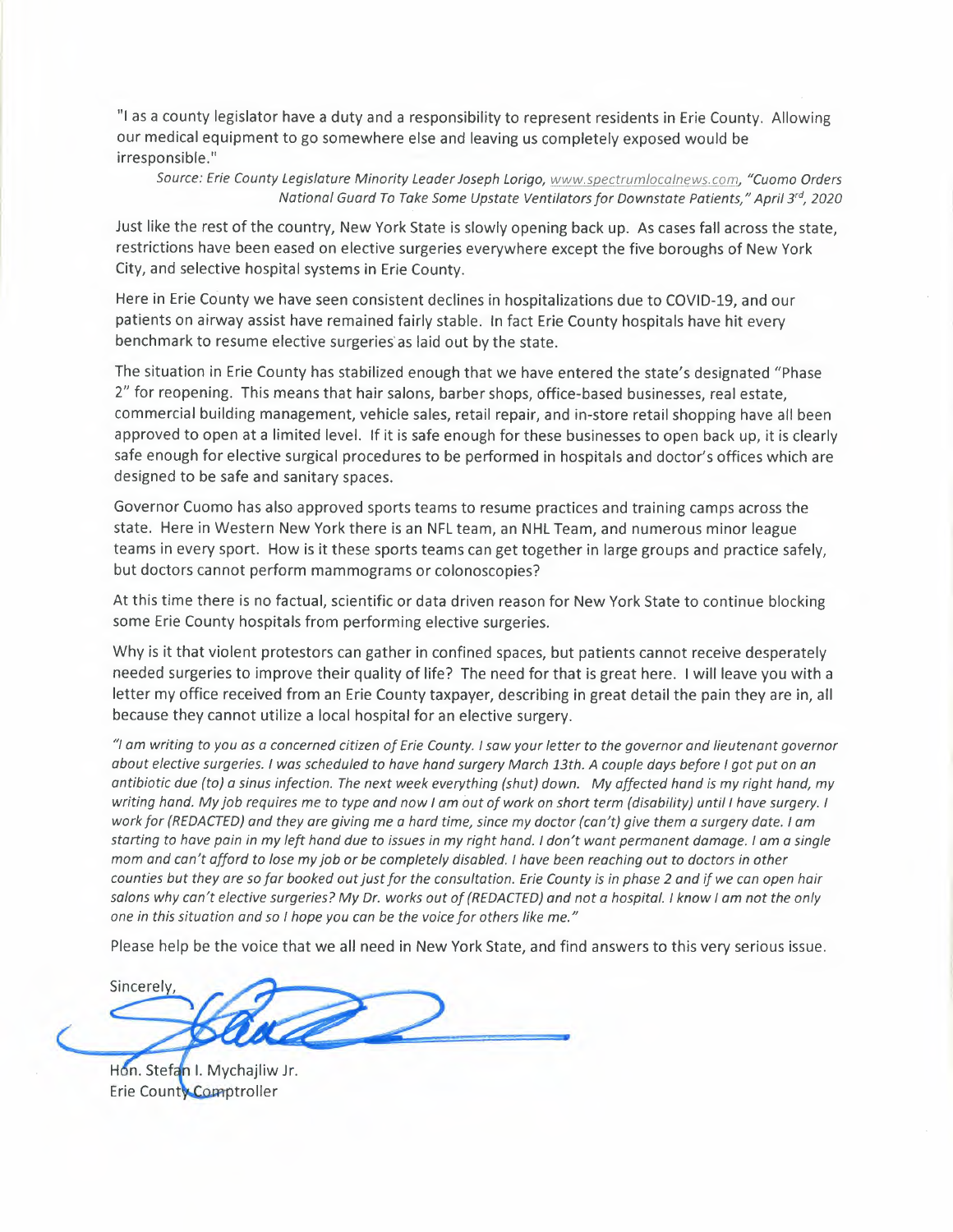"I as a county legislator have a duty and a responsibility to represent residents in Erie County. Allowing our medical equipment to go somewhere else and leaving us completely exposed would be irresponsible."

*Source: Erie County Legislature Minority Leader Joseph Lorigo, www.spectrumlocalnews.com, "Cuomo Orders National Guard To Take Some Upstate Ventilators for Downstate Patients," April 3rd, 2020*

Just like the rest of the country, New York State is slowly opening back up. As cases fall across the state, restrictions have been eased on elective surgeries everywhere except the five boroughs of New York City, and selective hospital systems in Erie County.

Here in Erie County we have seen consistent declines in hospitalizations due to COVID-19, and our patients on airway assist have remained fairly stable. In fact Erie County hospitals have hit every benchmark to resume elective surgeries as laid out by the state.

The situation in Erie County has stabilized enough that we have entered the state's designated "Phase 2" for reopening. This means that hair salons, barber shops, office-based businesses, real estate, commercial building management, vehicle sales, retail repair, and in-store retail shopping have all been approved to open at a limited level. If it is safe enough for these businesses to open back up, it is clearly safe enough for elective surgical procedures to be performed in hospitals and doctor's offices which are designed to be safe and sanitary spaces.

Governor Cuomo has also approved sports teams to resume practices and training camps across the state. Here in Western New York there is an NFL team, an NHL Team, and numerous minor league teams in every sport. How is it these sports teams can get together in large groups and practice safely, but doctors cannot perform mammograms or colonoscopies?

At this time there is no factual, scientific or data driven reason for New York State to continue blocking some Erie County hospitals from performing elective surgeries.

Why is it that violent protestors can gather in confined spaces, but patients cannot receive desperately needed surgeries to improve their quality of life? The need for that is great here. I will leave you with a letter my office received from an Erie County taxpayer, describing in great detail the pain they are in, all because they cannot utilize a local hospital for an elective surgery.

*"I am writing to you as a concerned citizen of Erie County. I saw your letter to the governor and lieutenant governor about elective surgeries. I was scheduled to have hand surgery March 13th. A couple days before I got put on an antibiotic due (to) a sinus infection. The next week everything (shut) down. My affected hand is my right hand, my writing hand. My job requires me to type and now I am out of work on short term (disability) until I have surgery. I work for (REDACTED) and they are giving me a hard time, since my doctor (can't) give them a surgery date. I am starting to have pain in my left hand due to issues in my right hand. I don't want permanent damage. I am a single mom and can't afford to lose my job or be completely disabled. I have been reaching out to doctors in other counties but they are so far booked out just for the consultation. Erie County is in phase 2 and if we can open hair salons why can't elective surgeries? My Dr. works out of (REDACTED) and not a hospital. I know I am not the only one in this situation and so I hope you can be the voice for others like me."*

Please help be the voice that we all need in New York State, and find answers to this very serious issue.

Sincerely,

Hon. Stefan I. Mychajliw Jr.
Erie County Comptroller